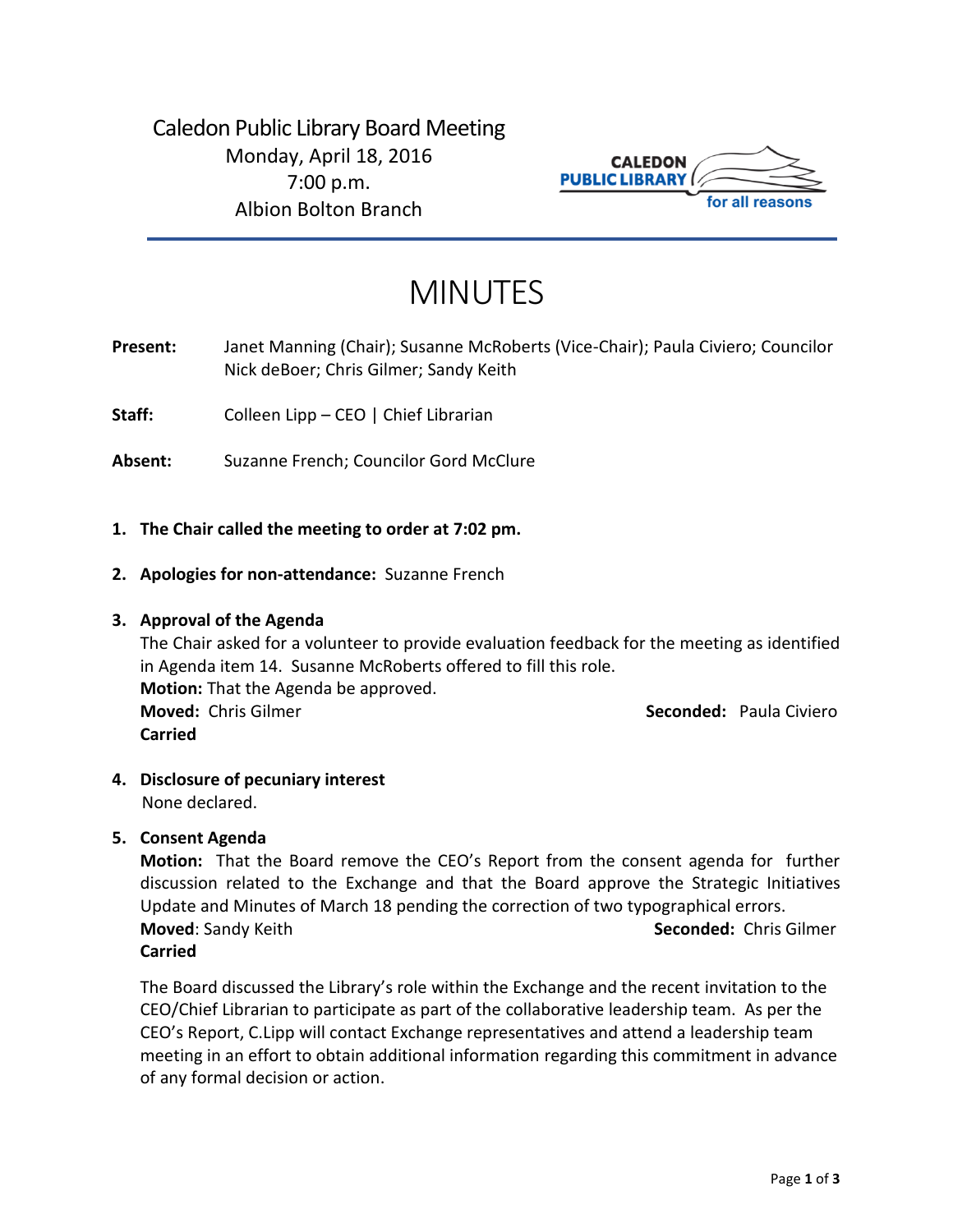Caledon Public Library Board Meeting
Monday, April 18, 2016
7:00 p.m.
Albion Bolton Branch

CALEDON PUBLIC LIBRARY for all reasons

# MINUTES

**Present:** Janet Manning (Chair); Susanne McRoberts (Vice-Chair); Paula Civiero; Councilor Nick deBoer; Chris Gilmer; Sandy Keith

**Staff:** Colleen Lipp – CEO | Chief Librarian

**Absent:** Suzanne French; Councilor Gord McClure

1. **The Chair called the meeting to order at 7:02 pm.**

2. **Apologies for non-attendance:** Suzanne French

3. **Approval of the Agenda**
   The Chair asked for a volunteer to provide evaluation feedback for the meeting as identified in Agenda item 14. Susanne McRoberts offered to fill this role.
   **Motion:** That the Agenda be approved.
   **Moved:** Chris Gilmer **Seconded:** Paula Civiero
   **Carried**

4. **Disclosure of pecuniary interest**
   None declared.

5. **Consent Agenda**
   **Motion:** That the Board remove the CEO's Report from the consent agenda for further discussion related to the Exchange and that the Board approve the Strategic Initiatives Update and Minutes of March 18 pending the correction of two typographical errors.
   **Moved**: Sandy Keith **Seconded:** Chris Gilmer
   **Carried**

   The Board discussed the Library's role within the Exchange and the recent invitation to the CEO/Chief Librarian to participate as part of the collaborative leadership team. As per the CEO's Report, C.Lipp will contact Exchange representatives and attend a leadership team meeting in an effort to obtain additional information regarding this commitment in advance of any formal decision or action.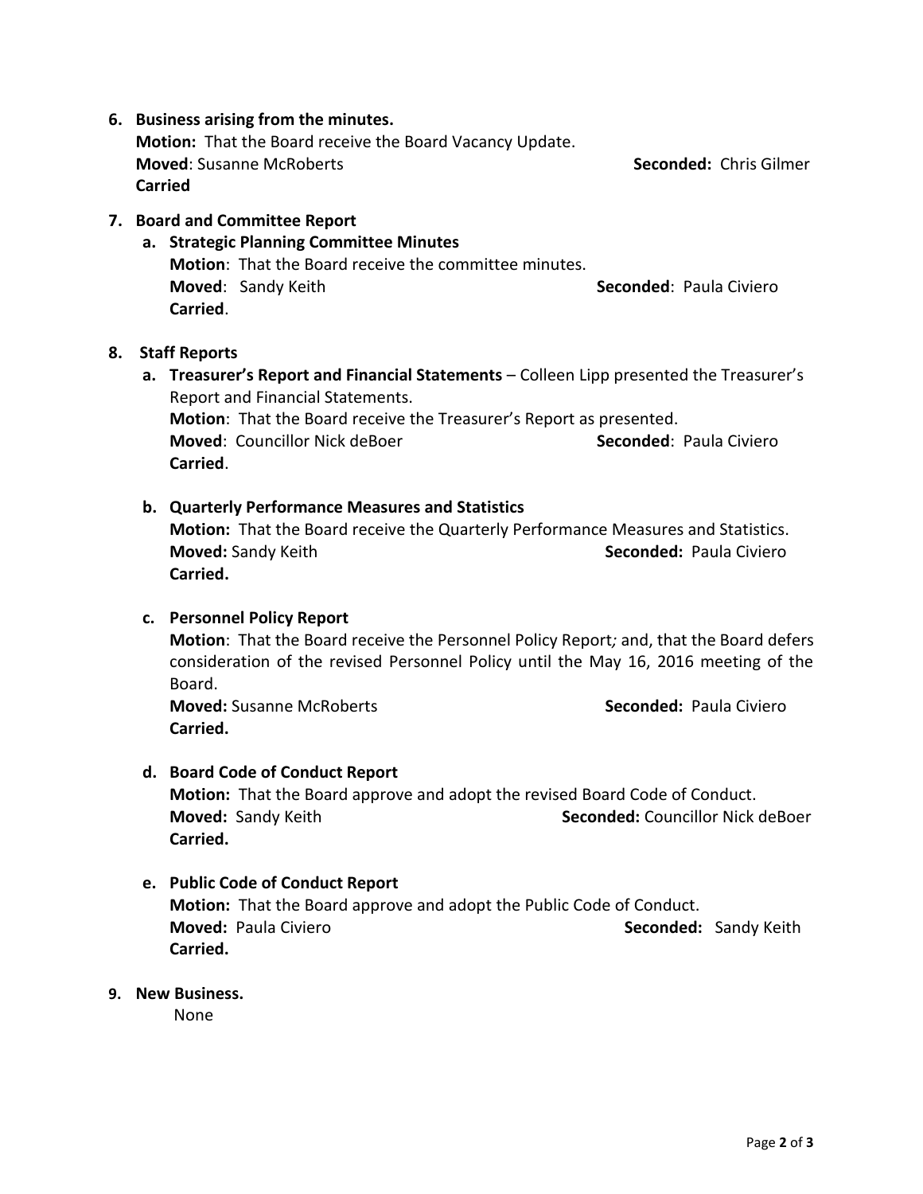6. **Business arising from the minutes.**
   **Motion:** That the Board receive the Board Vacancy Update.
   **Moved**: Susanne McRoberts **Seconded:** Chris Gilmer
   **Carried**

7. **Board and Committee Report**
   a. **Strategic Planning Committee Minutes**
      **Motion**: That the Board receive the committee minutes.
      **Moved**: Sandy Keith **Seconded**: Paula Civiero
      **Carried**.

8. **Staff Reports**
   a. **Treasurer's Report and Financial Statements** – Colleen Lipp presented the Treasurer's Report and Financial Statements.
      **Motion**: That the Board receive the Treasurer's Report as presented.
      **Moved**: Councillor Nick deBoer **Seconded**: Paula Civiero
      **Carried**.

   b. **Quarterly Performance Measures and Statistics**
      **Motion:** That the Board receive the Quarterly Performance Measures and Statistics.
      **Moved:** Sandy Keith **Seconded:** Paula Civiero
      **Carried.**

   c. **Personnel Policy Report**
      **Motion**: That the Board receive the Personnel Policy Report*;* and, that the Board defers consideration of the revised Personnel Policy until the May 16, 2016 meeting of the Board.
      **Moved:** Susanne McRoberts **Seconded:** Paula Civiero
      **Carried.**

   d. **Board Code of Conduct Report**
      **Motion:** That the Board approve and adopt the revised Board Code of Conduct.
      **Moved:** Sandy Keith **Seconded:** Councillor Nick deBoer
      **Carried.**

   e. **Public Code of Conduct Report**
      **Motion:** That the Board approve and adopt the Public Code of Conduct.
      **Moved:** Paula Civiero **Seconded:** Sandy Keith
      **Carried.**

9. **New Business.**
   None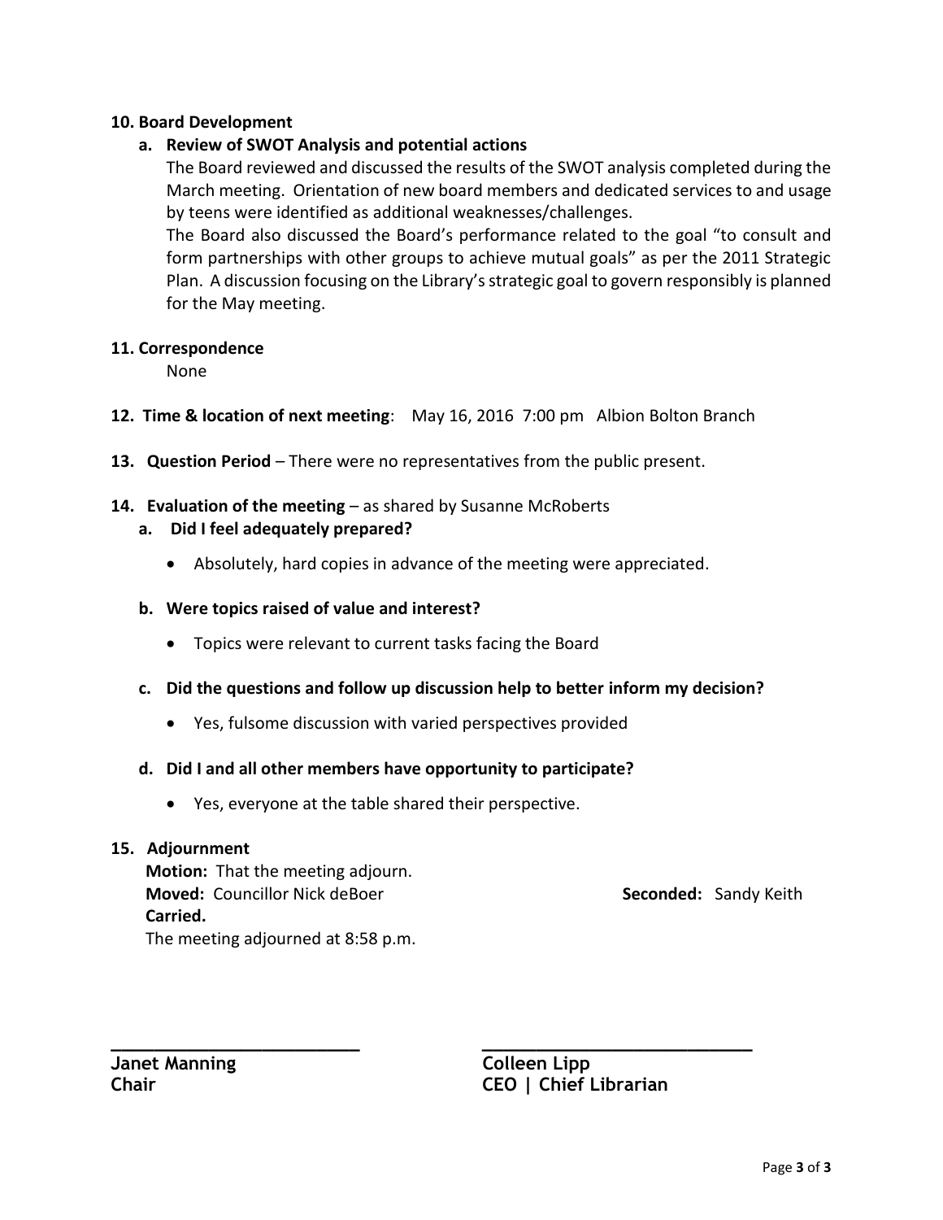**10. Board Development**

**a. Review of SWOT Analysis and potential actions**

The Board reviewed and discussed the results of the SWOT analysis completed during the March meeting. Orientation of new board members and dedicated services to and usage by teens were identified as additional weaknesses/challenges.

The Board also discussed the Board's performance related to the goal "to consult and form partnerships with other groups to achieve mutual goals" as per the 2011 Strategic Plan. A discussion focusing on the Library's strategic goal to govern responsibly is planned for the May meeting.

**11. Correspondence**

None

**12. Time & location of next meeting**: May 16, 2016 7:00 pm Albion Bolton Branch

**13. Question Period** – There were no representatives from the public present.

**14. Evaluation of the meeting** – as shared by Susanne McRoberts

**a. Did I feel adequately prepared?**

- Absolutely, hard copies in advance of the meeting were appreciated.

**b. Were topics raised of value and interest?**

- Topics were relevant to current tasks facing the Board

**c. Did the questions and follow up discussion help to better inform my decision?**

- Yes, fulsome discussion with varied perspectives provided

**d. Did I and all other members have opportunity to participate?**

- Yes, everyone at the table shared their perspective.

**15. Adjournment**

**Motion:** That the meeting adjourn.
**Moved:** Councillor Nick deBoer **Seconded:** Sandy Keith
**Carried.**
The meeting adjourned at 8:58 p.m.

\_\_\_\_\_\_\_\_\_\_\_\_\_\_\_\_\_\_\_\_\_\_\_\_\_
**Janet Manning**
**Chair**

\_\_\_\_\_\_\_\_\_\_\_\_\_\_\_\_\_\_\_\_\_\_\_\_\_\_\_
**Colleen Lipp**
**CEO | Chief Librarian**